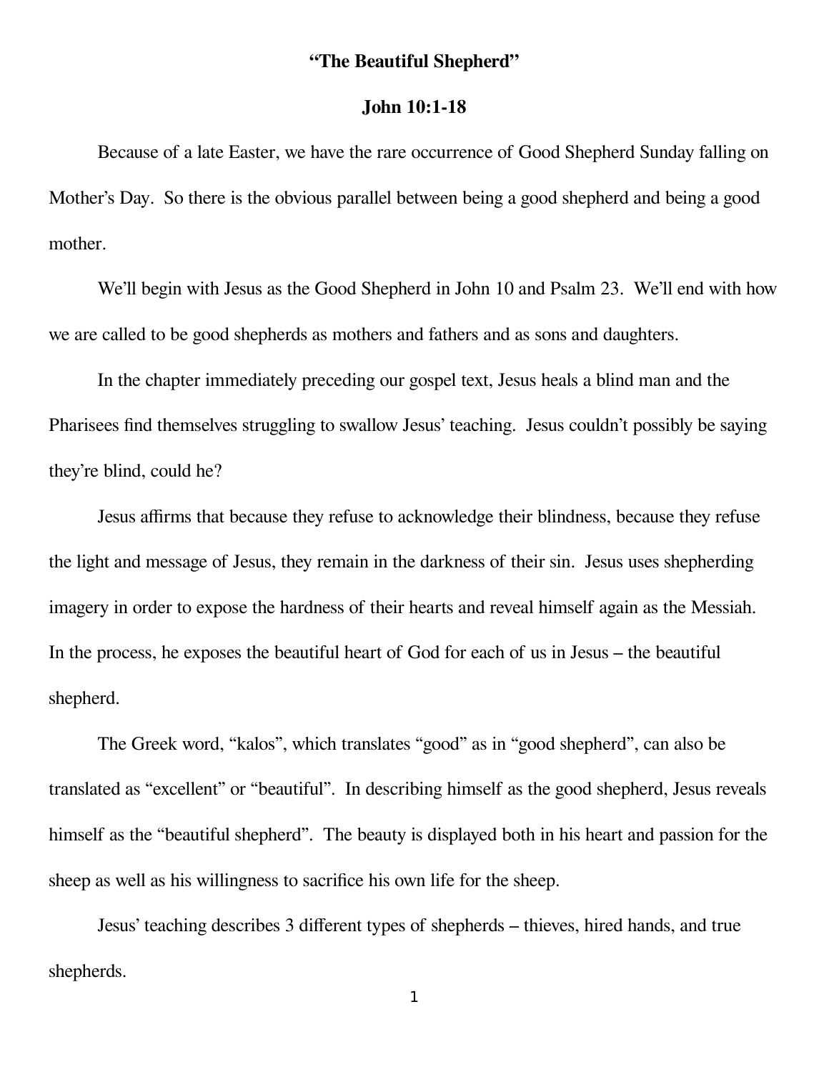# "The Beautiful Shepherd"

## John 10:1-18

Because of a late Easter, we have the rare occurrence of Good Shepherd Sunday falling on Mother's Day. So there is the obvious parallel between being a good shepherd and being a good mother.

We'll begin with Jesus as the Good Shepherd in John 10 and Psalm 23. We'll end with how we are called to be good shepherds as mothers and fathers and as sons and daughters.

In the chapter immediately preceding our gospel text, Jesus heals a blind man and the Pharisees find themselves struggling to swallow Jesus' teaching. Jesus couldn't possibly be saying they're blind, could he?

Jesus affirms that because they refuse to acknowledge their blindness, because they refuse the light and message of Jesus, they remain in the darkness of their sin. Jesus uses shepherding imagery in order to expose the hardness of their hearts and reveal himself again as the Messiah. In the process, he exposes the beautiful heart of God for each of us in Jesus – the beautiful shepherd.

The Greek word, "kalos", which translates "good" as in "good shepherd", can also be translated as "excellent" or "beautiful". In describing himself as the good shepherd, Jesus reveals himself as the "beautiful shepherd". The beauty is displayed both in his heart and passion for the sheep as well as his willingness to sacrifice his own life for the sheep.

Jesus' teaching describes 3 different types of shepherds – thieves, hired hands, and true shepherds.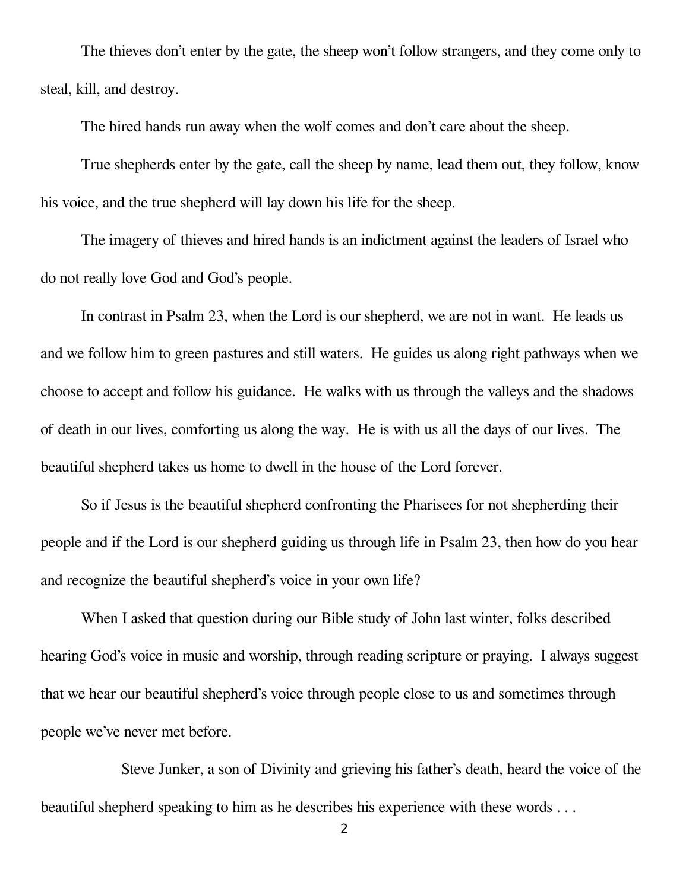The thieves don't enter by the gate, the sheep won't follow strangers, and they come only to steal, kill, and destroy.

The hired hands run away when the wolf comes and don't care about the sheep.

True shepherds enter by the gate, call the sheep by name, lead them out, they follow, know his voice, and the true shepherd will lay down his life for the sheep.

The imagery of thieves and hired hands is an indictment against the leaders of Israel who do not really love God and God's people.

In contrast in Psalm 23, when the Lord is our shepherd, we are not in want. He leads us and we follow him to green pastures and still waters. He guides us along right pathways when we choose to accept and follow his guidance. He walks with us through the valleys and the shadows of death in our lives, comforting us along the way. He is with us all the days of our lives. The beautiful shepherd takes us home to dwell in the house of the Lord forever.

So if Jesus is the beautiful shepherd confronting the Pharisees for not shepherding their people and if the Lord is our shepherd guiding us through life in Psalm 23, then how do you hear and recognize the beautiful shepherd's voice in your own life?

When I asked that question during our Bible study of John last winter, folks described hearing God's voice in music and worship, through reading scripture or praying. I always suggest that we hear our beautiful shepherd's voice through people close to us and sometimes through people we've never met before.

Steve Junker, a son of Divinity and grieving his father's death, heard the voice of the beautiful shepherd speaking to him as he describes his experience with these words . . .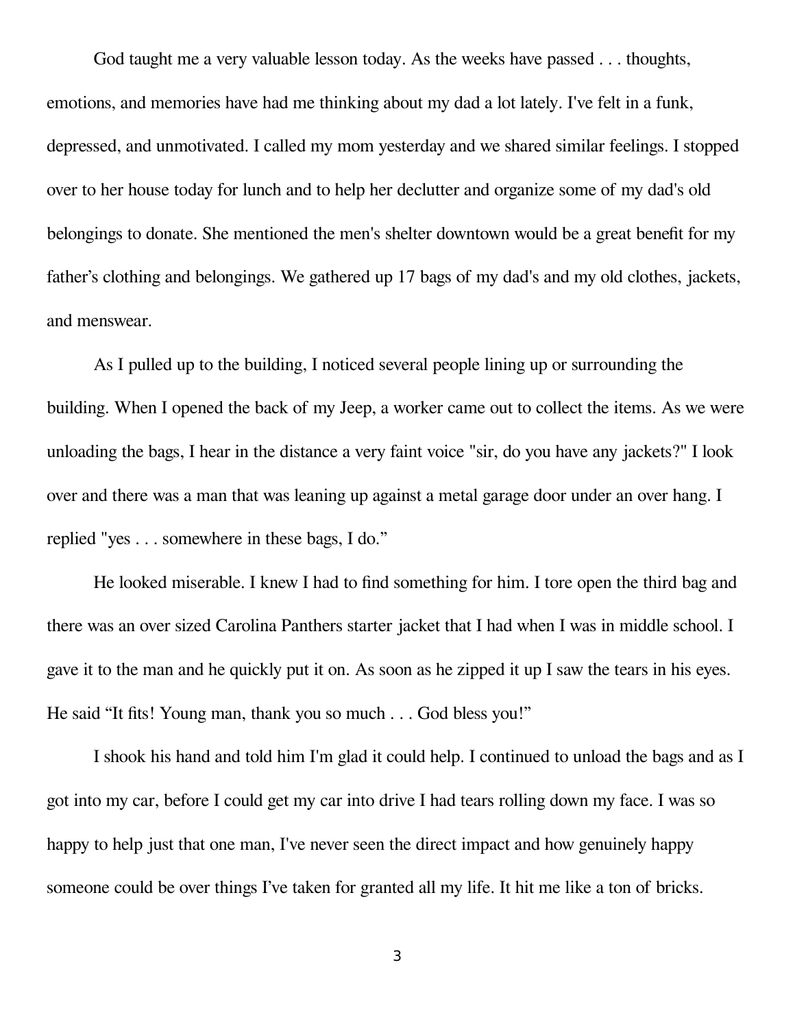God taught me a very valuable lesson today. As the weeks have passed . . . thoughts, emotions, and memories have had me thinking about my dad a lot lately. I've felt in a funk, depressed, and unmotivated. I called my mom yesterday and we shared similar feelings. I stopped over to her house today for lunch and to help her declutter and organize some of my dad's old belongings to donate. She mentioned the men's shelter downtown would be a great benefit for my father’s clothing and belongings. We gathered up 17 bags of my dad's and my old clothes, jackets, and menswear.

As I pulled up to the building, I noticed several people lining up or surrounding the building. When I opened the back of my Jeep, a worker came out to collect the items. As we were unloading the bags, I hear in the distance a very faint voice "sir, do you have any jackets?" I look over and there was a man that was leaning up against a metal garage door under an over hang. I replied "yes . . . somewhere in these bags, I do.”

He looked miserable. I knew I had to find something for him. I tore open the third bag and there was an over sized Carolina Panthers starter jacket that I had when I was in middle school. I gave it to the man and he quickly put it on. As soon as he zipped it up I saw the tears in his eyes. He said “It fits! Young man, thank you so much . . . God bless you!”

I shook his hand and told him I'm glad it could help. I continued to unload the bags and as I got into my car, before I could get my car into drive I had tears rolling down my face. I was so happy to help just that one man, I've never seen the direct impact and how genuinely happy someone could be over things I’ve taken for granted all my life. It hit me like a ton of bricks.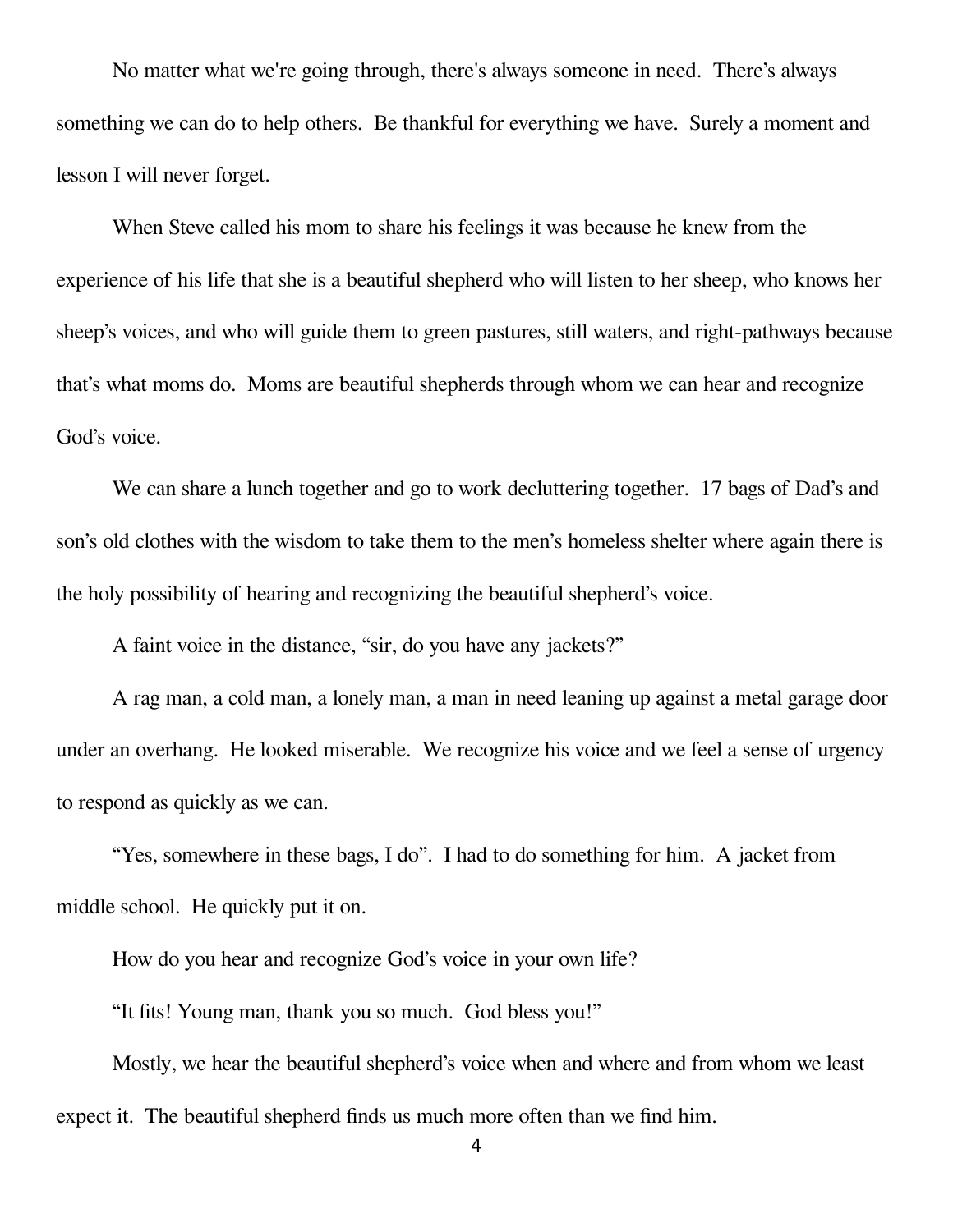No matter what we're going through, there's always someone in need. There's always something we can do to help others. Be thankful for everything we have. Surely a moment and lesson I will never forget.

When Steve called his mom to share his feelings it was because he knew from the experience of his life that she is a beautiful shepherd who will listen to her sheep, who knows her sheep's voices, and who will guide them to green pastures, still waters, and right-pathways because that's what moms do. Moms are beautiful shepherds through whom we can hear and recognize God's voice.

We can share a lunch together and go to work decluttering together. 17 bags of Dad's and son's old clothes with the wisdom to take them to the men's homeless shelter where again there is the holy possibility of hearing and recognizing the beautiful shepherd's voice.

A faint voice in the distance, "sir, do you have any jackets?"

A rag man, a cold man, a lonely man, a man in need leaning up against a metal garage door under an overhang. He looked miserable. We recognize his voice and we feel a sense of urgency to respond as quickly as we can.

"Yes, somewhere in these bags, I do". I had to do something for him. A jacket from middle school. He quickly put it on.

How do you hear and recognize God's voice in your own life?

"It fits! Young man, thank you so much. God bless you!"

Mostly, we hear the beautiful shepherd's voice when and where and from whom we least expect it. The beautiful shepherd finds us much more often than we find him.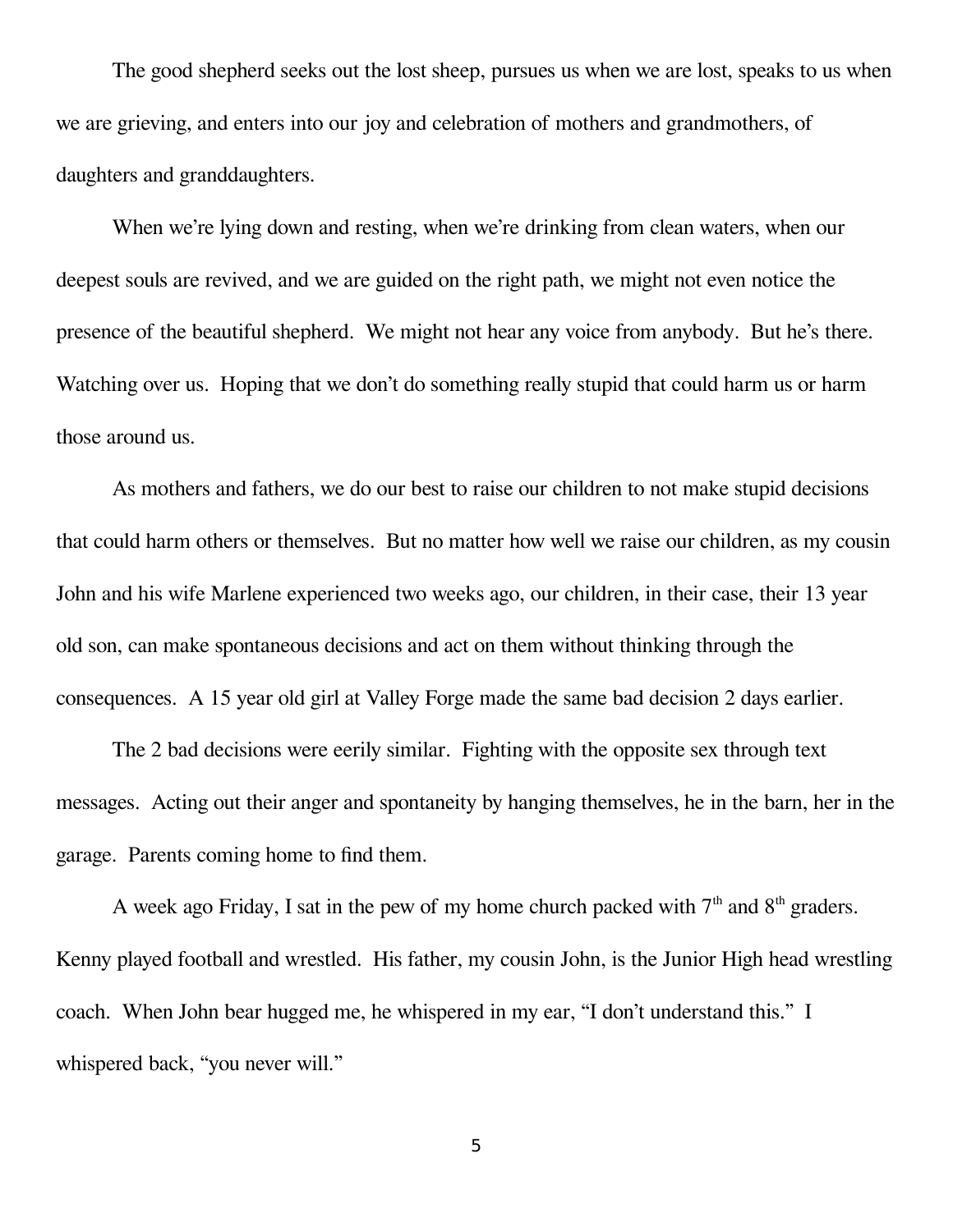The good shepherd seeks out the lost sheep, pursues us when we are lost, speaks to us when we are grieving, and enters into our joy and celebration of mothers and grandmothers, of daughters and granddaughters.

When we're lying down and resting, when we're drinking from clean waters, when our deepest souls are revived, and we are guided on the right path, we might not even notice the presence of the beautiful shepherd. We might not hear any voice from anybody. But he's there. Watching over us. Hoping that we don't do something really stupid that could harm us or harm those around us.

As mothers and fathers, we do our best to raise our children to not make stupid decisions that could harm others or themselves. But no matter how well we raise our children, as my cousin John and his wife Marlene experienced two weeks ago, our children, in their case, their 13 year old son, can make spontaneous decisions and act on them without thinking through the consequences. A 15 year old girl at Valley Forge made the same bad decision 2 days earlier.

The 2 bad decisions were eerily similar. Fighting with the opposite sex through text messages. Acting out their anger and spontaneity by hanging themselves, he in the barn, her in the garage. Parents coming home to find them.

A week ago Friday, I sat in the pew of my home church packed with 7th and 8th graders. Kenny played football and wrestled. His father, my cousin John, is the Junior High head wrestling coach. When John bear hugged me, he whispered in my ear, "I don't understand this." I whispered back, "you never will."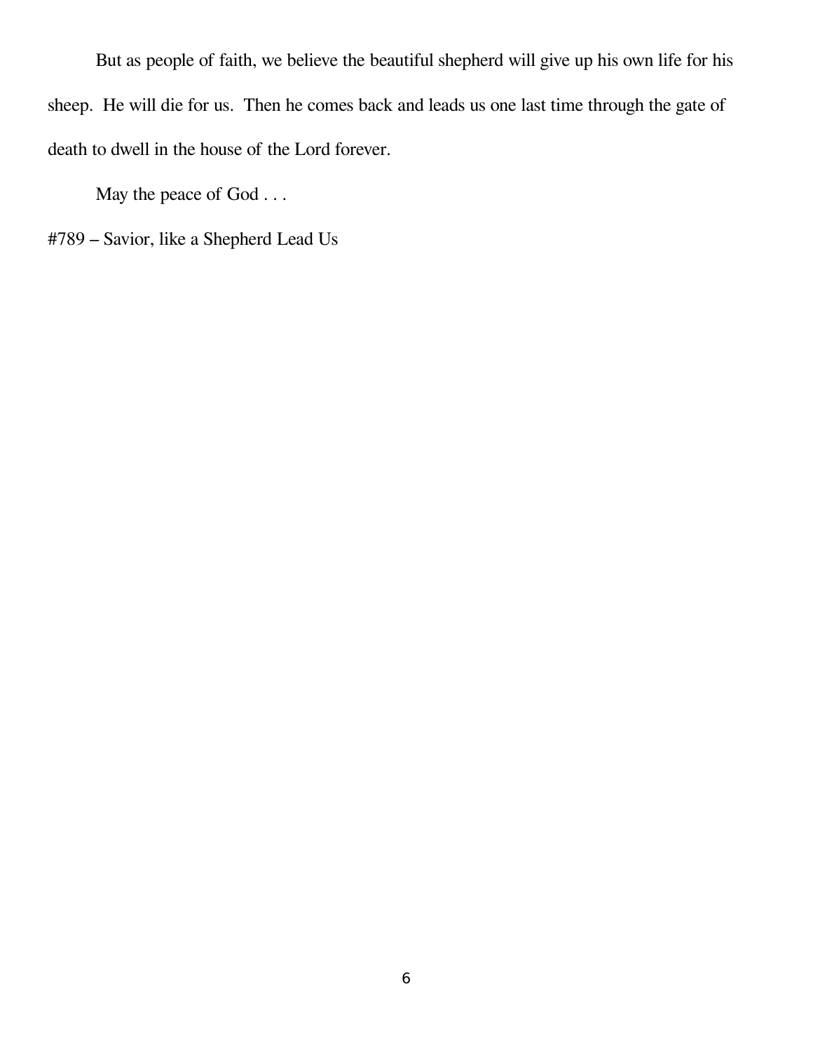But as people of faith, we believe the beautiful shepherd will give up his own life for his sheep. He will die for us. Then he comes back and leads us one last time through the gate of death to dwell in the house of the Lord forever.

May the peace of God . . .

#789 – Savior, like a Shepherd Lead Us